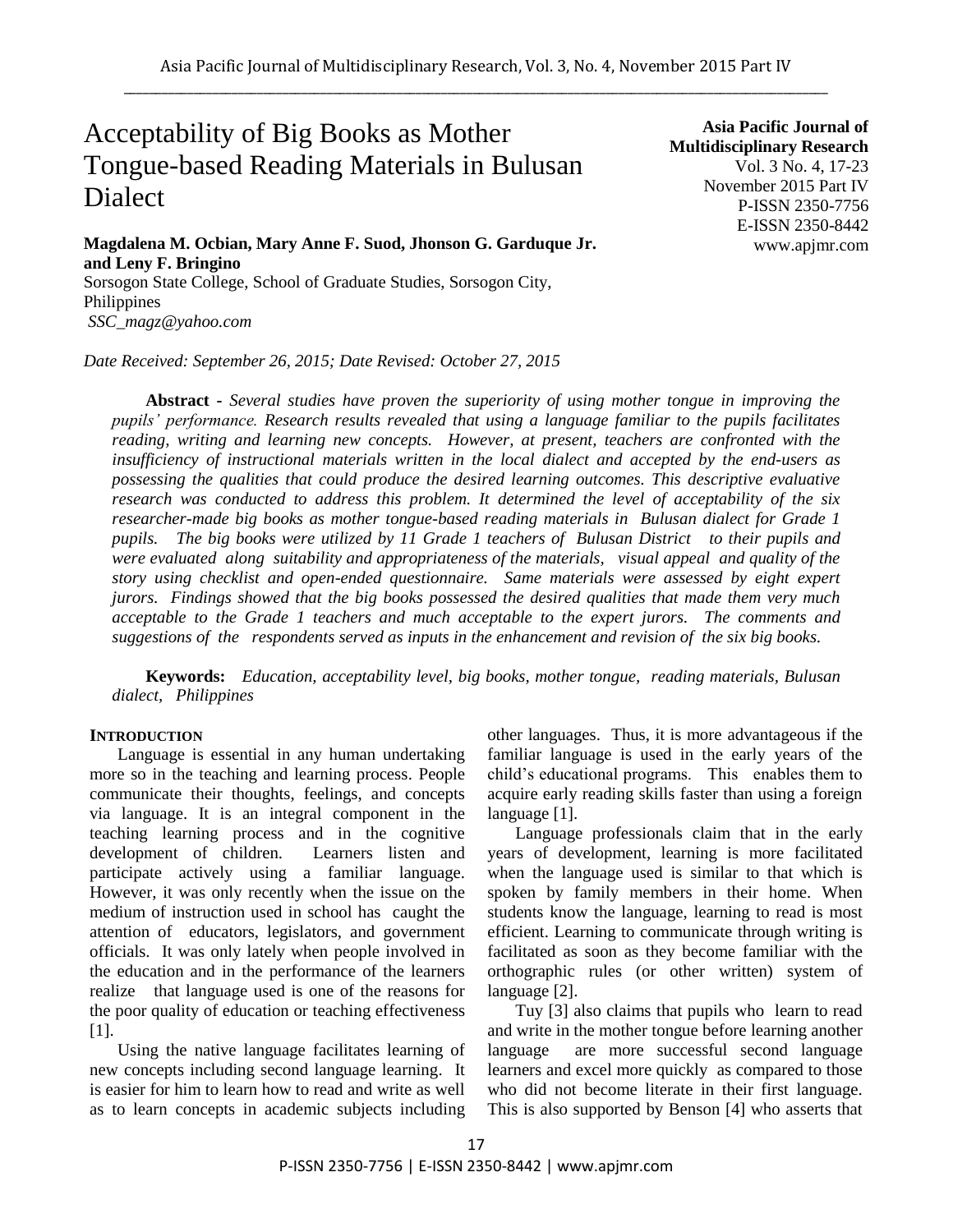# Acceptability of Big Books as Mother Tongue-based Reading Materials in Bulusan Dialect

**Asia Pacific Journal of Multidisciplinary Research**
Vol. 3 No. 4, 17-23
November 2015 Part IV
P-ISSN 2350-7756
E-ISSN 2350-8442
www.apjmr.com

**Magdalena M. Ocbian, Mary Anne F. Suod, Jhonson G. Garduque Jr. and Leny F. Bringino**
Sorsogon State College, School of Graduate Studies, Sorsogon City, Philippines
*SSC_magz@yahoo.com*

*Date Received: September 26, 2015; Date Revised: October 27, 2015*

**Abstract -** *Several studies have proven the superiority of using mother tongue in improving the pupils' performance. Research results revealed that using a language familiar to the pupils facilitates reading, writing and learning new concepts. However, at present, teachers are confronted with the insufficiency of instructional materials written in the local dialect and accepted by the end-users as possessing the qualities that could produce the desired learning outcomes. This descriptive evaluative research was conducted to address this problem. It determined the level of acceptability of the six researcher-made big books as mother tongue-based reading materials in Bulusan dialect for Grade 1 pupils. The big books were utilized by 11 Grade 1 teachers of Bulusan District to their pupils and were evaluated along suitability and appropriateness of the materials, visual appeal and quality of the story using checklist and open-ended questionnaire. Same materials were assessed by eight expert jurors. Findings showed that the big books possessed the desired qualities that made them very much acceptable to the Grade 1 teachers and much acceptable to the expert jurors. The comments and suggestions of the respondents served as inputs in the enhancement and revision of the six big books.*

**Keywords:** *Education, acceptability level, big books, mother tongue, reading materials, Bulusan dialect, Philippines*

## INTRODUCTION

Language is essential in any human undertaking more so in the teaching and learning process. People communicate their thoughts, feelings, and concepts via language. It is an integral component in the teaching learning process and in the cognitive development of children. Learners listen and participate actively using a familiar language. However, it was only recently when the issue on the medium of instruction used in school has caught the attention of educators, legislators, and government officials. It was only lately when people involved in the education and in the performance of the learners realize that language used is one of the reasons for the poor quality of education or teaching effectiveness [1].

Using the native language facilitates learning of new concepts including second language learning. It is easier for him to learn how to read and write as well as to learn concepts in academic subjects including other languages. Thus, it is more advantageous if the familiar language is used in the early years of the child's educational programs. This enables them to acquire early reading skills faster than using a foreign language [1].

Language professionals claim that in the early years of development, learning is more facilitated when the language used is similar to that which is spoken by family members in their home. When students know the language, learning to read is most efficient. Learning to communicate through writing is facilitated as soon as they become familiar with the orthographic rules (or other written) system of language [2].

Tuy [3] also claims that pupils who learn to read and write in the mother tongue before learning another language are more successful second language learners and excel more quickly as compared to those who did not become literate in their first language. This is also supported by Benson [4] who asserts that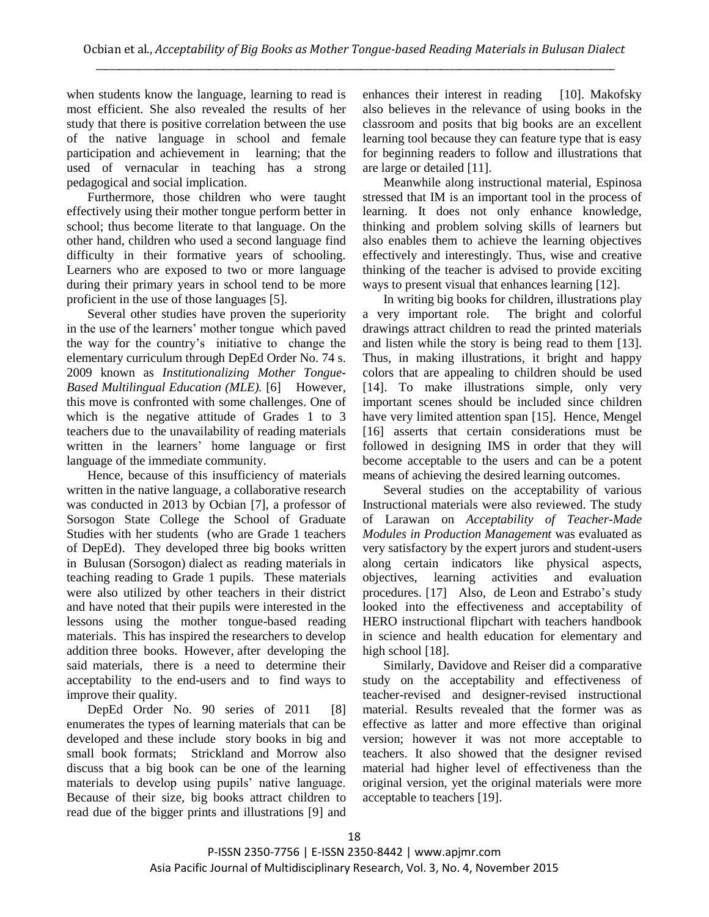when students know the language, learning to read is most efficient. She also revealed the results of her study that there is positive correlation between the use of the native language in school and female participation and achievement in learning; that the used of vernacular in teaching has a strong pedagogical and social implication.

Furthermore, those children who were taught effectively using their mother tongue perform better in school; thus become literate to that language. On the other hand, children who used a second language find difficulty in their formative years of schooling. Learners who are exposed to two or more language during their primary years in school tend to be more proficient in the use of those languages [5].

Several other studies have proven the superiority in the use of the learners' mother tongue which paved the way for the country's initiative to change the elementary curriculum through DepEd Order No. 74 s. 2009 known as *Institutionalizing Mother Tongue-Based Multilingual Education (MLE).* [6] However, this move is confronted with some challenges. One of which is the negative attitude of Grades 1 to 3 teachers due to the unavailability of reading materials written in the learners' home language or first language of the immediate community.

Hence, because of this insufficiency of materials written in the native language, a collaborative research was conducted in 2013 by Ocbian [7], a professor of Sorsogon State College the School of Graduate Studies with her students (who are Grade 1 teachers of DepEd). They developed three big books written in Bulusan (Sorsogon) dialect as reading materials in teaching reading to Grade 1 pupils. These materials were also utilized by other teachers in their district and have noted that their pupils were interested in the lessons using the mother tongue-based reading materials. This has inspired the researchers to develop addition three books. However, after developing the said materials, there is a need to determine their acceptability to the end-users and to find ways to improve their quality.

DepEd Order No. 90 series of 2011 [8] enumerates the types of learning materials that can be developed and these include story books in big and small book formats; Strickland and Morrow also discuss that a big book can be one of the learning materials to develop using pupils' native language. Because of their size, big books attract children to read due of the bigger prints and illustrations [9] and enhances their interest in reading [10]. Makofsky also believes in the relevance of using books in the classroom and posits that big books are an excellent learning tool because they can feature type that is easy for beginning readers to follow and illustrations that are large or detailed [11].

Meanwhile along instructional material, Espinosa stressed that IM is an important tool in the process of learning. It does not only enhance knowledge, thinking and problem solving skills of learners but also enables them to achieve the learning objectives effectively and interestingly. Thus, wise and creative thinking of the teacher is advised to provide exciting ways to present visual that enhances learning [12].

In writing big books for children, illustrations play a very important role. The bright and colorful drawings attract children to read the printed materials and listen while the story is being read to them [13]. Thus, in making illustrations, it bright and happy colors that are appealing to children should be used [14]. To make illustrations simple, only very important scenes should be included since children have very limited attention span [15]. Hence, Mengel [16] asserts that certain considerations must be followed in designing IMS in order that they will become acceptable to the users and can be a potent means of achieving the desired learning outcomes.

Several studies on the acceptability of various Instructional materials were also reviewed. The study of Larawan on *Acceptability of Teacher-Made Modules in Production Management* was evaluated as very satisfactory by the expert jurors and student-users along certain indicators like physical aspects, objectives, learning activities and evaluation procedures. [17] Also, de Leon and Estrabo's study looked into the effectiveness and acceptability of HERO instructional flipchart with teachers handbook in science and health education for elementary and high school [18].

Similarly, Davidove and Reiser did a comparative study on the acceptability and effectiveness of teacher-revised and designer-revised instructional material. Results revealed that the former was as effective as latter and more effective than original version; however it was not more acceptable to teachers. It also showed that the designer revised material had higher level of effectiveness than the original version, yet the original materials were more acceptable to teachers [19].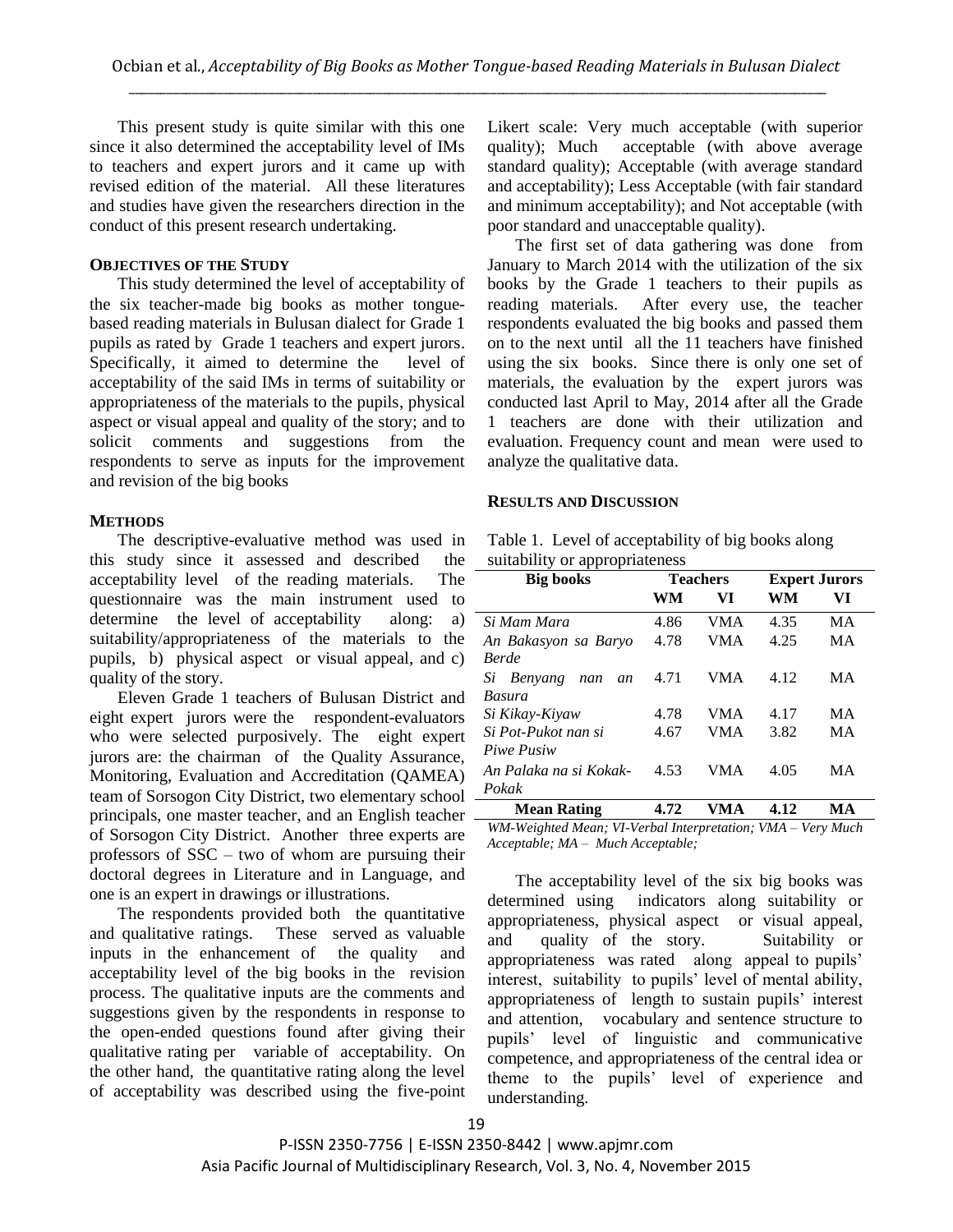This present study is quite similar with this one since it also determined the acceptability level of IMs to teachers and expert jurors and it came up with revised edition of the material. All these literatures and studies have given the researchers direction in the conduct of this present research undertaking.

## OBJECTIVES OF THE STUDY

This study determined the level of acceptability of the six teacher-made big books as mother tongue-based reading materials in Bulusan dialect for Grade 1 pupils as rated by Grade 1 teachers and expert jurors. Specifically, it aimed to determine the level of acceptability of the said IMs in terms of suitability or appropriateness of the materials to the pupils, physical aspect or visual appeal and quality of the story; and to solicit comments and suggestions from the respondents to serve as inputs for the improvement and revision of the big books

## METHODS

The descriptive-evaluative method was used in this study since it assessed and described the acceptability level of the reading materials. The questionnaire was the main instrument used to determine the level of acceptability along: a) suitability/appropriateness of the materials to the pupils, b) physical aspect or visual appeal, and c) quality of the story.

Eleven Grade 1 teachers of Bulusan District and eight expert jurors were the respondent-evaluators who were selected purposively. The eight expert jurors are: the chairman of the Quality Assurance, Monitoring, Evaluation and Accreditation (QAMEA) team of Sorsogon City District, two elementary school principals, one master teacher, and an English teacher of Sorsogon City District. Another three experts are professors of SSC – two of whom are pursuing their doctoral degrees in Literature and in Language, and one is an expert in drawings or illustrations.

The respondents provided both the quantitative and qualitative ratings. These served as valuable inputs in the enhancement of the quality and acceptability level of the big books in the revision process. The qualitative inputs are the comments and suggestions given by the respondents in response to the open-ended questions found after giving their qualitative rating per variable of acceptability. On the other hand, the quantitative rating along the level of acceptability was described using the five-point Likert scale: Very much acceptable (with superior quality); Much acceptable (with above average standard quality); Acceptable (with average standard and acceptability); Less Acceptable (with fair standard and minimum acceptability); and Not acceptable (with poor standard and unacceptable quality).

The first set of data gathering was done from January to March 2014 with the utilization of the six books by the Grade 1 teachers to their pupils as reading materials. After every use, the teacher respondents evaluated the big books and passed them on to the next until all the 11 teachers have finished using the six books. Since there is only one set of materials, the evaluation by the expert jurors was conducted last April to May, 2014 after all the Grade 1 teachers are done with their utilization and evaluation. Frequency count and mean were used to analyze the qualitative data.

## RESULTS AND DISCUSSION

Table 1. Level of acceptability of big books along suitability or appropriateness

| Big books | Teachers | | Expert Jurors | |
|---|---|---|---|---|
| | WM | VI | WM | VI |
| *Si Mam Mara* | 4.86 | VMA | 4.35 | MA |
| *An Bakasyon sa Baryo Berde* | 4.78 | VMA | 4.25 | MA |
| *Si Benyang nan an Basura* | 4.71 | VMA | 4.12 | MA |
| *Si Kikay-Kiyaw* | 4.78 | VMA | 4.17 | MA |
| *Si Pot-Pukot nan si Piwe Pusiw* | 4.67 | VMA | 3.82 | MA |
| *An Palaka na si Kokak-Pokak* | 4.53 | VMA | 4.05 | MA |
| **Mean Rating** | **4.72** | **VMA** | **4.12** | **MA** |

*WM-Weighted Mean; VI-Verbal Interpretation; VMA – Very Much Acceptable; MA – Much Acceptable;*

The acceptability level of the six big books was determined using indicators along suitability or appropriateness, physical aspect or visual appeal, and quality of the story. Suitability or appropriateness was rated along appeal to pupils' interest, suitability to pupils' level of mental ability, appropriateness of length to sustain pupils' interest and attention, vocabulary and sentence structure to pupils' level of linguistic and communicative competence, and appropriateness of the central idea or theme to the pupils' level of experience and understanding.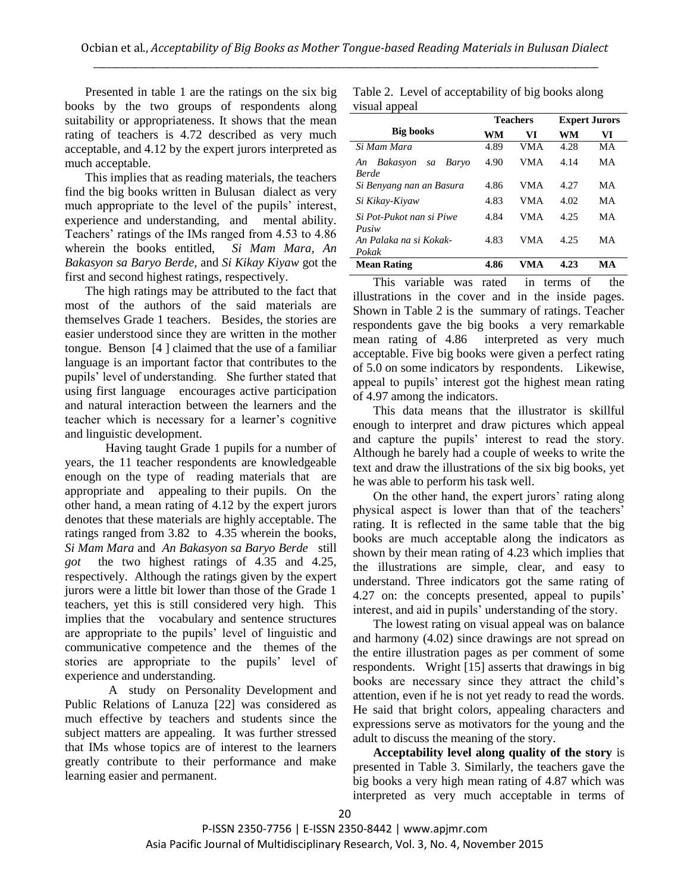Presented in table 1 are the ratings on the six big books by the two groups of respondents along suitability or appropriateness. It shows that the mean rating of teachers is 4.72 described as very much acceptable, and 4.12 by the expert jurors interpreted as much acceptable.

This implies that as reading materials, the teachers find the big books written in Bulusan dialect as very much appropriate to the level of the pupils' interest, experience and understanding, and mental ability. Teachers' ratings of the IMs ranged from 4.53 to 4.86 wherein the books entitled, *Si Mam Mara, An Bakasyon sa Baryo Berde,* and *Si Kikay Kiyaw* got the first and second highest ratings, respectively.

The high ratings may be attributed to the fact that most of the authors of the said materials are themselves Grade 1 teachers. Besides, the stories are easier understood since they are written in the mother tongue. Benson [4 ] claimed that the use of a familiar language is an important factor that contributes to the pupils' level of understanding. She further stated that using first language encourages active participation and natural interaction between the learners and the teacher which is necessary for a learner's cognitive and linguistic development.

Having taught Grade 1 pupils for a number of years, the 11 teacher respondents are knowledgeable enough on the type of reading materials that are appropriate and appealing to their pupils. On the other hand, a mean rating of 4.12 by the expert jurors denotes that these materials are highly acceptable. The ratings ranged from 3.82 to 4.35 wherein the books, *Si Mam Mara* and *An Bakasyon sa Baryo Berde* still *got* the two highest ratings of 4.35 and 4.25, respectively. Although the ratings given by the expert jurors were a little bit lower than those of the Grade 1 teachers, yet this is still considered very high. This implies that the vocabulary and sentence structures are appropriate to the pupils' level of linguistic and communicative competence and the themes of the stories are appropriate to the pupils' level of experience and understanding.

A study on Personality Development and Public Relations of Lanuza [22] was considered as much effective by teachers and students since the subject matters are appealing. It was further stressed that IMs whose topics are of interest to the learners greatly contribute to their performance and make learning easier and permanent.

Table 2. Level of acceptability of big books along visual appeal

| Big books | Teachers | | Expert Jurors | |
|---|---|---|---|---|
| | WM | VI | WM | VI |
| *Si Mam Mara* | 4.89 | VMA | 4.28 | MA |
| *An Bakasyon sa Baryo Berde* | 4.90 | VMA | 4.14 | MA |
| *Si Benyang nan an Basura* | 4.86 | VMA | 4.27 | MA |
| *Si Kikay-Kiyaw* | 4.83 | VMA | 4.02 | MA |
| *Si Pot-Pukot nan si Piwe Pusiw* | 4.84 | VMA | 4.25 | MA |
| *An Palaka na si Kokak-Pokak* | 4.83 | VMA | 4.25 | MA |
| **Mean Rating** | **4.86** | **VMA** | **4.23** | **MA** |

This variable was rated in terms of the illustrations in the cover and in the inside pages. Shown in Table 2 is the summary of ratings. Teacher respondents gave the big books a very remarkable mean rating of 4.86 interpreted as very much acceptable. Five big books were given a perfect rating of 5.0 on some indicators by respondents. Likewise, appeal to pupils' interest got the highest mean rating of 4.97 among the indicators.

This data means that the illustrator is skillful enough to interpret and draw pictures which appeal and capture the pupils' interest to read the story. Although he barely had a couple of weeks to write the text and draw the illustrations of the six big books, yet he was able to perform his task well.

On the other hand, the expert jurors' rating along physical aspect is lower than that of the teachers' rating. It is reflected in the same table that the big books are much acceptable along the indicators as shown by their mean rating of 4.23 which implies that the illustrations are simple, clear, and easy to understand. Three indicators got the same rating of 4.27 on: the concepts presented, appeal to pupils' interest, and aid in pupils' understanding of the story.

The lowest rating on visual appeal was on balance and harmony (4.02) since drawings are not spread on the entire illustration pages as per comment of some respondents. Wright [15] asserts that drawings in big books are necessary since they attract the child's attention, even if he is not yet ready to read the words. He said that bright colors, appealing characters and expressions serve as motivators for the young and the adult to discuss the meaning of the story.

**Acceptability level along quality of the story** is presented in Table 3. Similarly, the teachers gave the big books a very high mean rating of 4.87 which was interpreted as very much acceptable in terms of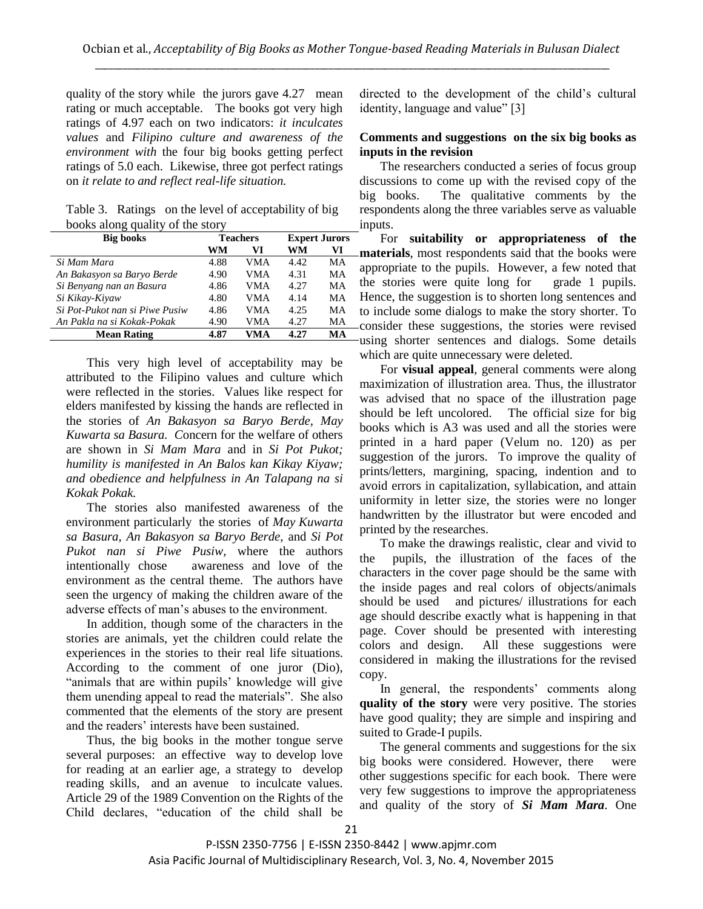quality of the story while the jurors gave 4.27 mean rating or much acceptable. The books got very high ratings of 4.97 each on two indicators: *it inculcates values* and *Filipino culture and awareness of the environment with* the four big books getting perfect ratings of 5.0 each. Likewise, three got perfect ratings on *it relate to and reflect real-life situation.*

Table 3. Ratings on the level of acceptability of big books along quality of the story

| Big books | Teachers | | Expert Jurors | |
|---|---|---|---|---|
| | WM | VI | WM | VI |
| *Si Mam Mara* | 4.88 | VMA | 4.42 | MA |
| *An Bakasyon sa Baryo Berde* | 4.90 | VMA | 4.31 | MA |
| *Si Benyang nan an Basura* | 4.86 | VMA | 4.27 | MA |
| *Si Kikay-Kiyaw* | 4.80 | VMA | 4.14 | MA |
| *Si Pot-Pukot nan si Piwe Pusiw* | 4.86 | VMA | 4.25 | MA |
| *An Pakla na si Kokak-Pokak* | 4.90 | VMA | 4.27 | MA |
| **Mean Rating** | **4.87** | **VMA** | **4.27** | **MA** |

This very high level of acceptability may be attributed to the Filipino values and culture which were reflected in the stories. Values like respect for elders manifested by kissing the hands are reflected in the stories of *An Bakasyon sa Baryo Berde, May Kuwarta sa Basura. C*oncern for the welfare of others are shown in *Si Mam Mara* and in *Si Pot Pukot; humility is manifested in An Balos kan Kikay Kiyaw; and obedience and helpfulness in An Talapang na si Kokak Pokak.*

The stories also manifested awareness of the environment particularly the stories of *May Kuwarta sa Basura, An Bakasyon sa Baryo Berde,* and *Si Pot Pukot nan si Piwe Pusiw,* where the authors intentionally chose awareness and love of the environment as the central theme. The authors have seen the urgency of making the children aware of the adverse effects of man's abuses to the environment.

In addition, though some of the characters in the stories are animals, yet the children could relate the experiences in the stories to their real life situations. According to the comment of one juror (Dio), "animals that are within pupils' knowledge will give them unending appeal to read the materials". She also commented that the elements of the story are present and the readers' interests have been sustained.

Thus, the big books in the mother tongue serve several purposes: an effective way to develop love for reading at an earlier age, a strategy to develop reading skills, and an avenue to inculcate values. Article 29 of the 1989 Convention on the Rights of the Child declares, "education of the child shall be directed to the development of the child's cultural identity, language and value" [3]

**Comments and suggestions on the six big books as inputs in the revision**

The researchers conducted a series of focus group discussions to come up with the revised copy of the big books. The qualitative comments by the respondents along the three variables serve as valuable inputs.

For **suitability or appropriateness of the materials**, most respondents said that the books were appropriate to the pupils. However, a few noted that the stories were quite long for grade 1 pupils. Hence, the suggestion is to shorten long sentences and to include some dialogs to make the story shorter. To consider these suggestions, the stories were revised using shorter sentences and dialogs. Some details which are quite unnecessary were deleted.

For **visual appeal**, general comments were along maximization of illustration area. Thus, the illustrator was advised that no space of the illustration page should be left uncolored. The official size for big books which is A3 was used and all the stories were printed in a hard paper (Velum no. 120) as per suggestion of the jurors. To improve the quality of prints/letters, margining, spacing, indention and to avoid errors in capitalization, syllabication, and attain uniformity in letter size, the stories were no longer handwritten by the illustrator but were encoded and printed by the researches.

To make the drawings realistic, clear and vivid to the pupils, the illustration of the faces of the characters in the cover page should be the same with the inside pages and real colors of objects/animals should be used and pictures/ illustrations for each age should describe exactly what is happening in that page. Cover should be presented with interesting colors and design. All these suggestions were considered in making the illustrations for the revised copy.

In general, the respondents' comments along **quality of the story** were very positive. The stories have good quality; they are simple and inspiring and suited to Grade-I pupils.

The general comments and suggestions for the six big books were considered. However, there were other suggestions specific for each book. There were very few suggestions to improve the appropriateness and quality of the story of ***Si Mam Mara***. One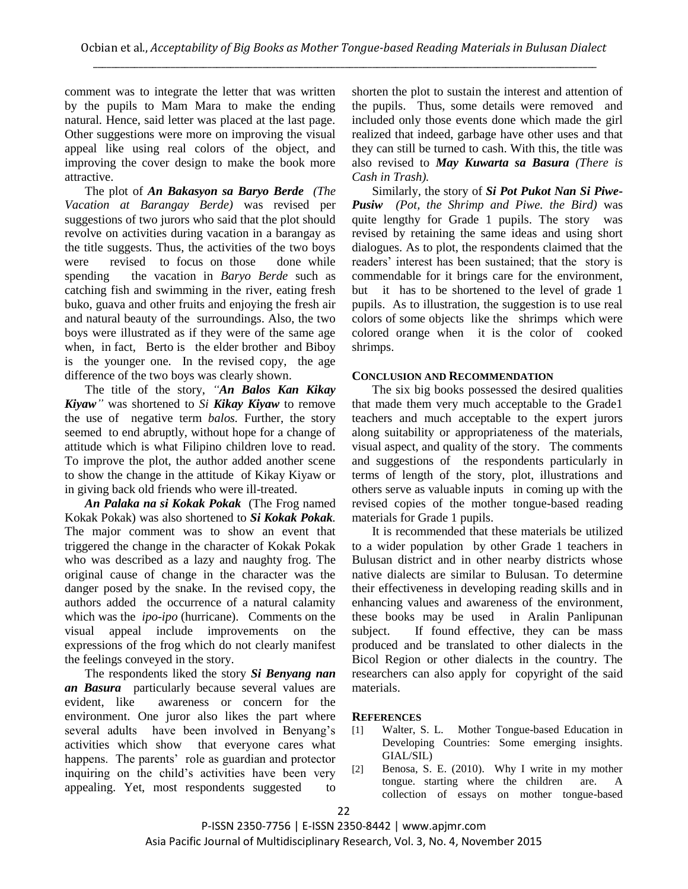comment was to integrate the letter that was written by the pupils to Mam Mara to make the ending natural. Hence, said letter was placed at the last page. Other suggestions were more on improving the visual appeal like using real colors of the object, and improving the cover design to make the book more attractive.

The plot of ***An Bakasyon sa Baryo Berde*** *(The Vacation at Barangay Berde)* was revised per suggestions of two jurors who said that the plot should revolve on activities during vacation in a barangay as the title suggests. Thus, the activities of the two boys were revised to focus on those done while spending the vacation in *Baryo Berde* such as catching fish and swimming in the river, eating fresh buko, guava and other fruits and enjoying the fresh air and natural beauty of the surroundings. Also, the two boys were illustrated as if they were of the same age when, in fact, Berto is the elder brother and Biboy is the younger one. In the revised copy, the age difference of the two boys was clearly shown.

The title of the story, *"**An Balos Kan Kikay Kiyaw**"* was shortened to *Si **Kikay Kiyaw*** to remove the use of negative term *balos.* Further, the story seemed to end abruptly, without hope for a change of attitude which is what Filipino children love to read. To improve the plot, the author added another scene to show the change in the attitude of Kikay Kiyaw or in giving back old friends who were ill-treated.

***An Palaka na si Kokak Pokak*** (The Frog named Kokak Pokak) was also shortened to ***Si Kokak Pokak.*** The major comment was to show an event that triggered the change in the character of Kokak Pokak who was described as a lazy and naughty frog. The original cause of change in the character was the danger posed by the snake. In the revised copy, the authors added the occurrence of a natural calamity which was the *ipo-ipo* (hurricane). Comments on the visual appeal include improvements on the expressions of the frog which do not clearly manifest the feelings conveyed in the story.

The respondents liked the story ***Si Benyang nan an Basura*** particularly because several values are evident, like awareness or concern for the environment. One juror also likes the part where several adults have been involved in Benyang's activities which show that everyone cares what happens. The parents' role as guardian and protector inquiring on the child's activities have been very appealing. Yet, most respondents suggested to shorten the plot to sustain the interest and attention of the pupils. Thus, some details were removed and included only those events done which made the girl realized that indeed, garbage have other uses and that they can still be turned to cash. With this, the title was also revised to ***May Kuwarta sa Basura*** *(There is Cash in Trash).*

Similarly, the story of ***Si Pot Pukot Nan Si Piwe-Pusiw*** *(Pot, the Shrimp and Piwe. the Bird)* was quite lengthy for Grade 1 pupils. The story was revised by retaining the same ideas and using short dialogues. As to plot, the respondents claimed that the readers' interest has been sustained; that the story is commendable for it brings care for the environment, but it has to be shortened to the level of grade 1 pupils. As to illustration, the suggestion is to use real colors of some objects like the shrimps which were colored orange when it is the color of cooked shrimps.

## CONCLUSION AND RECOMMENDATION

The six big books possessed the desired qualities that made them very much acceptable to the Grade1 teachers and much acceptable to the expert jurors along suitability or appropriateness of the materials, visual aspect, and quality of the story. The comments and suggestions of the respondents particularly in terms of length of the story, plot, illustrations and others serve as valuable inputs in coming up with the revised copies of the mother tongue-based reading materials for Grade 1 pupils.

It is recommended that these materials be utilized to a wider population by other Grade 1 teachers in Bulusan district and in other nearby districts whose native dialects are similar to Bulusan. To determine their effectiveness in developing reading skills and in enhancing values and awareness of the environment, these books may be used in Aralin Panlipunan subject. If found effective, they can be mass produced and be translated to other dialects in the Bicol Region or other dialects in the country. The researchers can also apply for copyright of the said materials.

## REFERENCES

[1] Walter, S. L. Mother Tongue-based Education in Developing Countries: Some emerging insights. GIAL/SIL)

[2] Benosa, S. E. (2010). Why I write in my mother tongue. starting where the children are. A collection of essays on mother tongue-based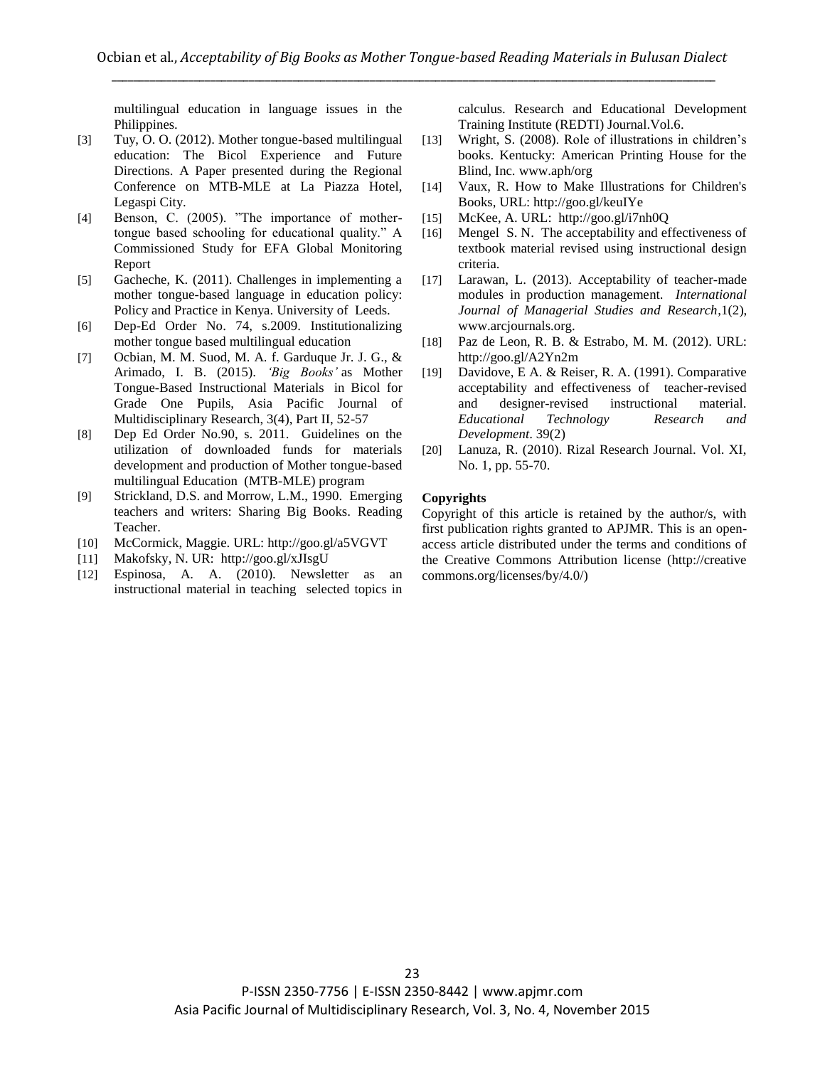multilingual education in language issues in the Philippines.

[3] Tuy, O. O. (2012). Mother tongue-based multilingual education: The Bicol Experience and Future Directions. A Paper presented during the Regional Conference on MTB-MLE at La Piazza Hotel, Legaspi City.

[4] Benson, C. (2005). "The importance of mother-tongue based schooling for educational quality." A Commissioned Study for EFA Global Monitoring Report

[5] Gacheche, K. (2011). Challenges in implementing a mother tongue-based language in education policy: Policy and Practice in Kenya. University of Leeds.

[6] Dep-Ed Order No. 74, s.2009. Institutionalizing mother tongue based multilingual education

[7] Ocbian, M. M. Suod, M. A. f. Garduque Jr. J. G., & Arimado, I. B. (2015). *'Big Books'* as Mother Tongue-Based Instructional Materials in Bicol for Grade One Pupils, Asia Pacific Journal of Multidisciplinary Research, 3(4), Part II, 52-57

[8] Dep Ed Order No.90, s. 2011. Guidelines on the utilization of downloaded funds for materials development and production of Mother tongue-based multilingual Education (MTB-MLE) program

[9] Strickland, D.S. and Morrow, L.M., 1990. Emerging teachers and writers: Sharing Big Books. Reading Teacher.

[10] McCormick, Maggie. URL: http://goo.gl/a5VGVT

[11] Makofsky, N. UR: http://goo.gl/xJIsgU

[12] Espinosa, A. A. (2010). Newsletter as an instructional material in teaching selected topics in calculus. Research and Educational Development Training Institute (REDTI) Journal.Vol.6.

[13] Wright, S. (2008). Role of illustrations in children's books. Kentucky: American Printing House for the Blind, Inc. www.aph/org

[14] Vaux, R. How to Make Illustrations for Children's Books, URL: http://goo.gl/keuIYe

[15] McKee, A. URL: http://goo.gl/i7nh0Q

[16] Mengel S. N. The acceptability and effectiveness of textbook material revised using instructional design criteria.

[17] Larawan, L. (2013). Acceptability of teacher-made modules in production management. *International Journal of Managerial Studies and Research*,1(2), www.arcjournals.org.

[18] Paz de Leon, R. B. & Estrabo, M. M. (2012). URL: http://goo.gl/A2Yn2m

[19] Davidove, E A. & Reiser, R. A. (1991). Comparative acceptability and effectiveness of teacher-revised and designer-revised instructional material. *Educational Technology Research and Development*. 39(2)

[20] Lanuza, R. (2010). Rizal Research Journal. Vol. XI, No. 1, pp. 55-70.

**Copyrights**

Copyright of this article is retained by the author/s, with first publication rights granted to APJMR. This is an open-access article distributed under the terms and conditions of the Creative Commons Attribution license (http://creative commons.org/licenses/by/4.0/)